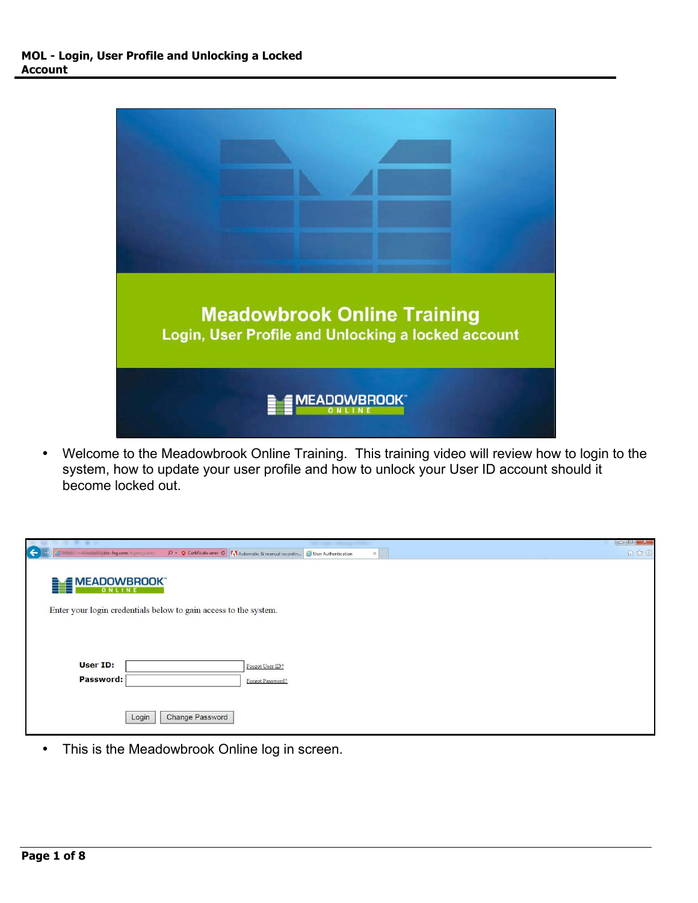# MOL - Login, User Profile and Unlocking a Locked Account

- Welcome to the Meadowbrook Online Training. This training video will review how to login to the system, how to update your user profile and how to unlock your User ID account should it become locked out.

- This is the Meadowbrook Online log in screen.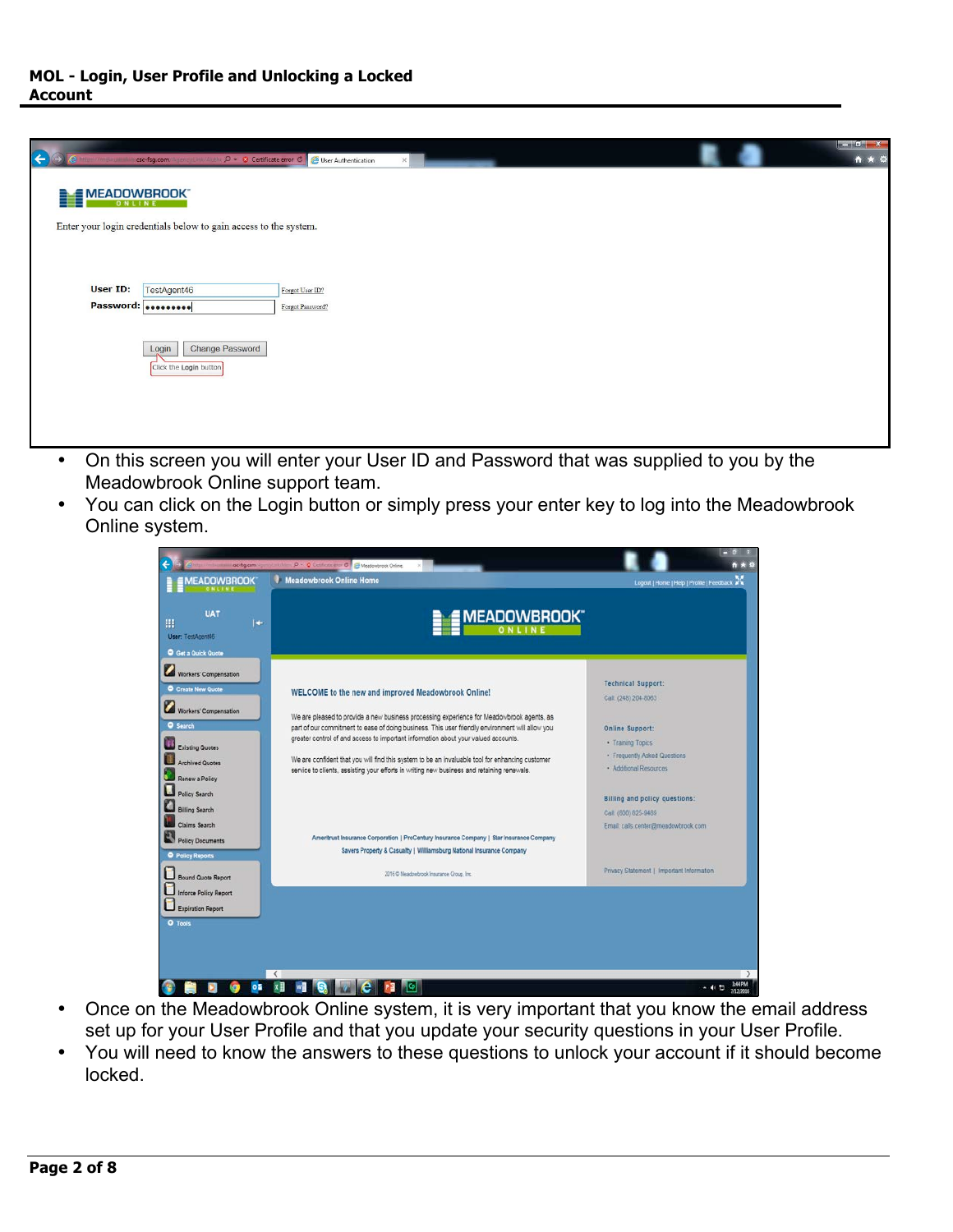- On this screen you will enter your User ID and Password that was supplied to you by the Meadowbrook Online support team.
- You can click on the Login button or simply press your enter key to log into the Meadowbrook Online system.

- Once on the Meadowbrook Online system, it is very important that you know the email address set up for your User Profile and that you update your security questions in your User Profile.
- You will need to know the answers to these questions to unlock your account if it should become locked.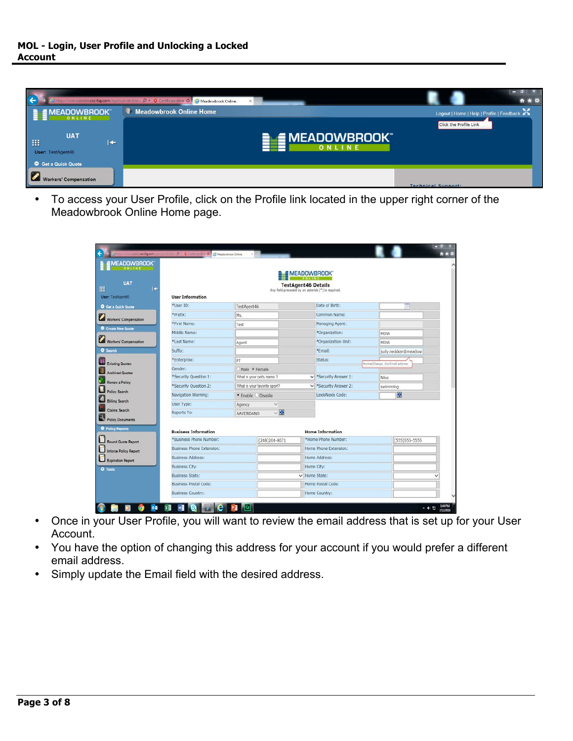- To access your User Profile, click on the Profile link located in the upper right corner of the Meadowbrook Online Home page.

- Once in your User Profile, you will want to review the email address that is set up for your User Account.
- You have the option of changing this address for your account if you would prefer a different email address.
- Simply update the Email field with the desired address.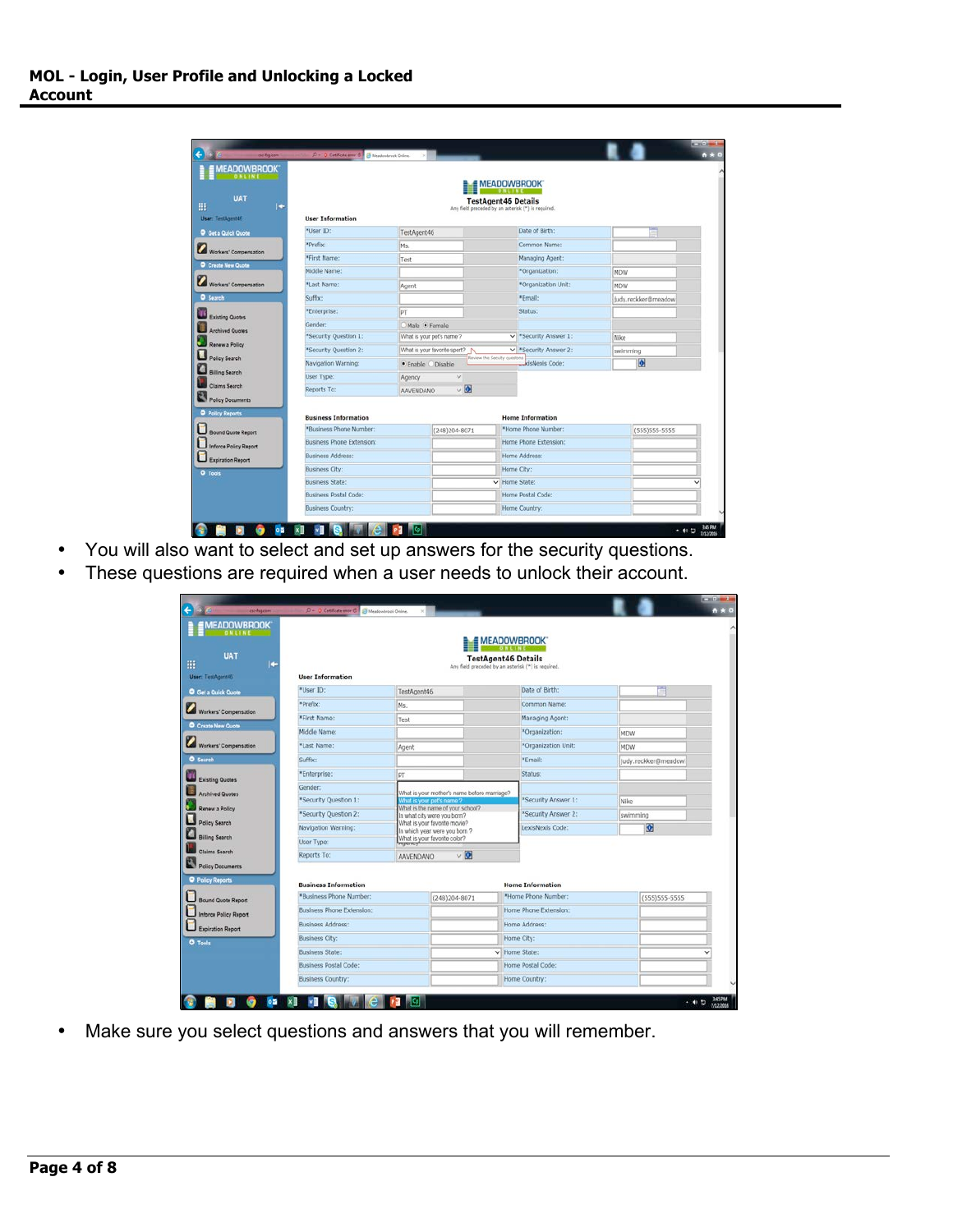- You will also want to select and set up answers for the security questions.
- These questions are required when a user needs to unlock their account.

- Make sure you select questions and answers that you will remember.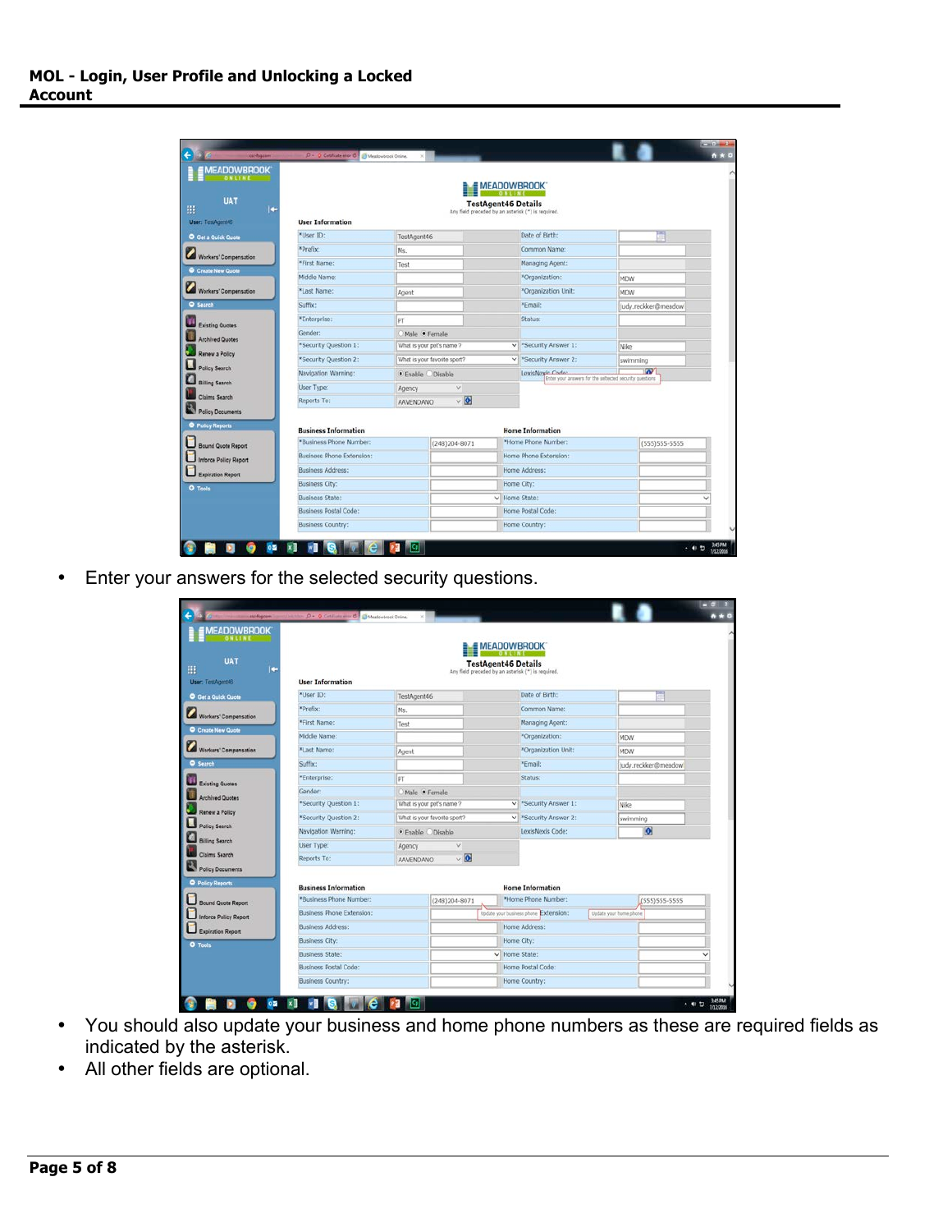- Enter your answers for the selected security questions.

- You should also update your business and home phone numbers as these are required fields as indicated by the asterisk.
- All other fields are optional.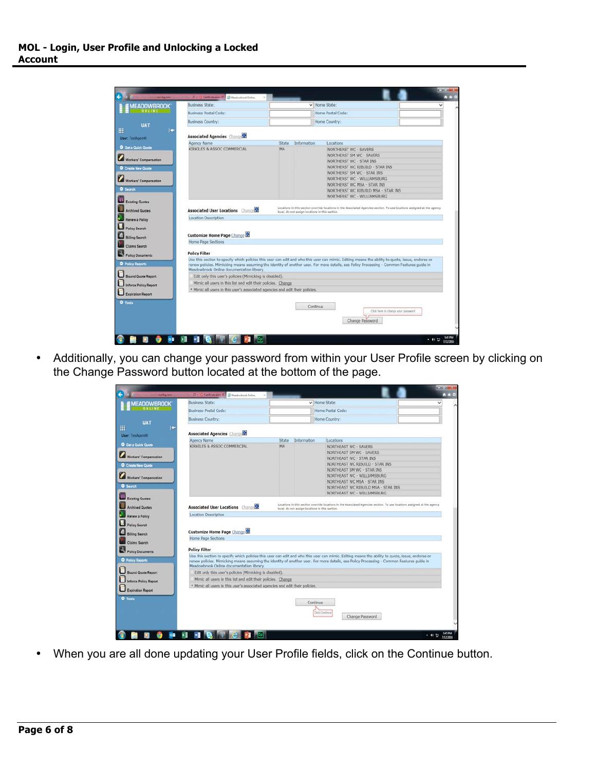- Additionally, you can change your password from within your User Profile screen by clicking on the Change Password button located at the bottom of the page.

- When you are all done updating your User Profile fields, click on the Continue button.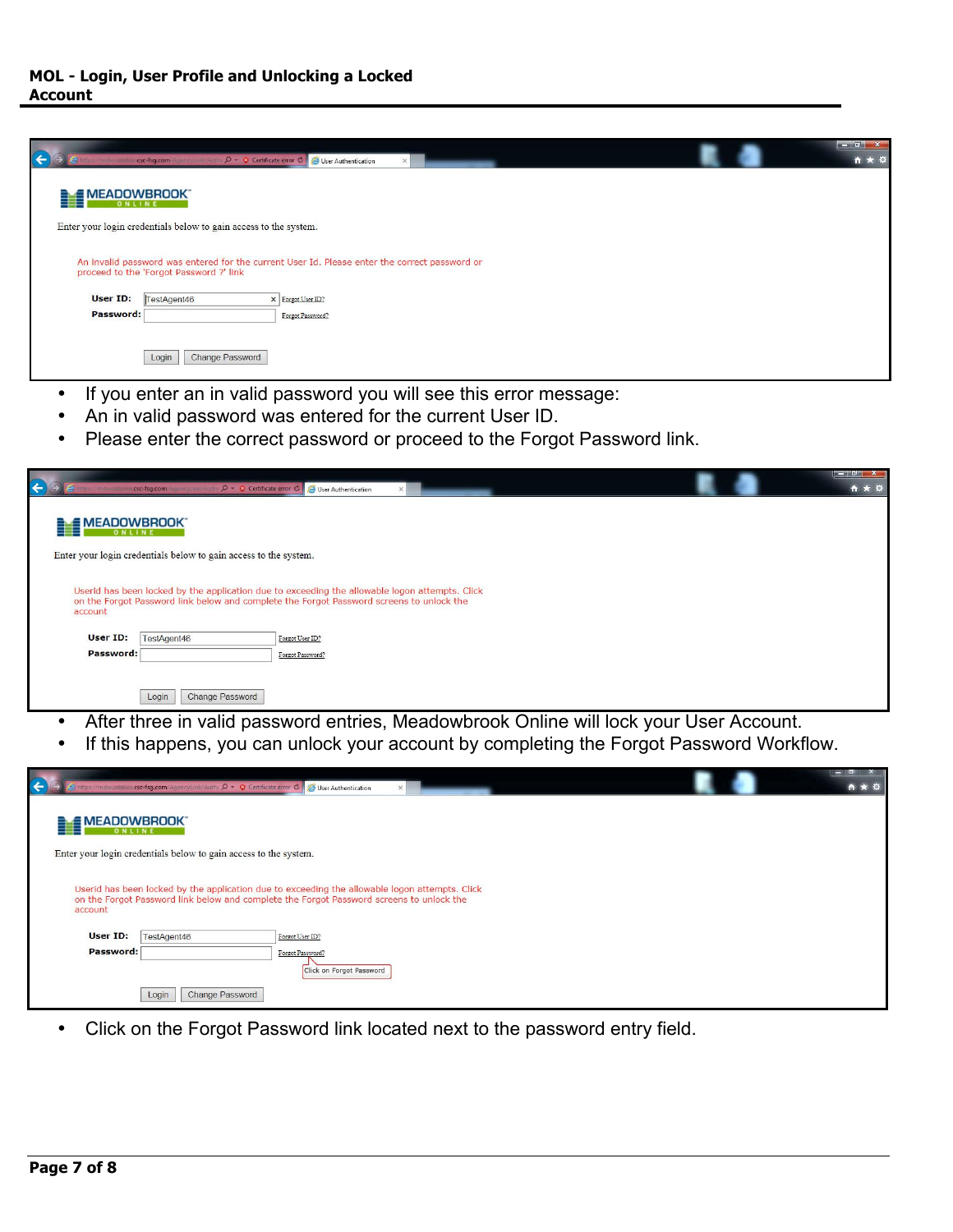- If you enter an in valid password you will see this error message:
- An in valid password was entered for the current User ID.
- Please enter the correct password or proceed to the Forgot Password link.

- After three in valid password entries, Meadowbrook Online will lock your User Account.
- If this happens, you can unlock your account by completing the Forgot Password Workflow.

- Click on the Forgot Password link located next to the password entry field.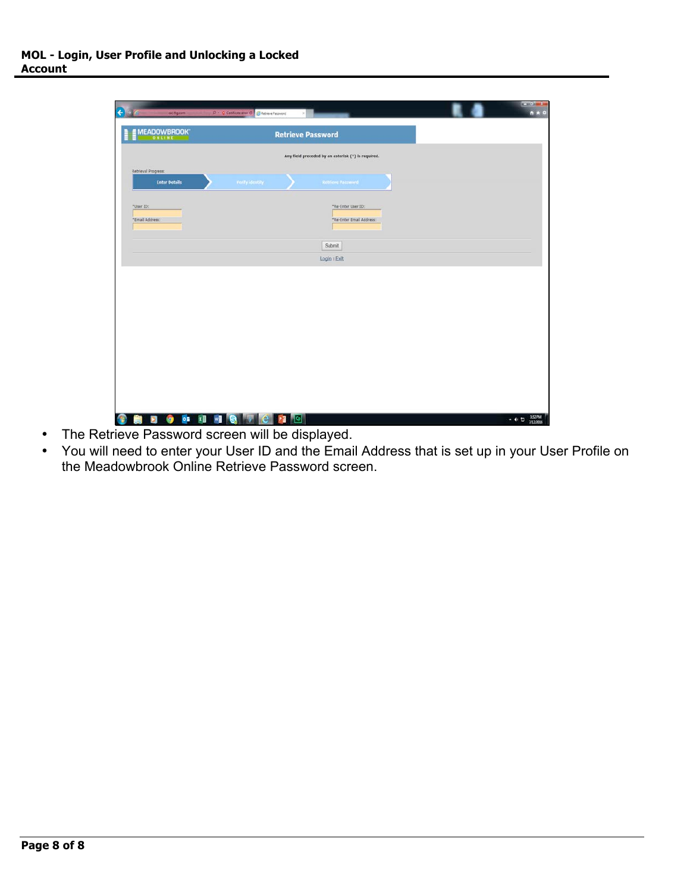- The Retrieve Password screen will be displayed.
- You will need to enter your User ID and the Email Address that is set up in your User Profile on the Meadowbrook Online Retrieve Password screen.